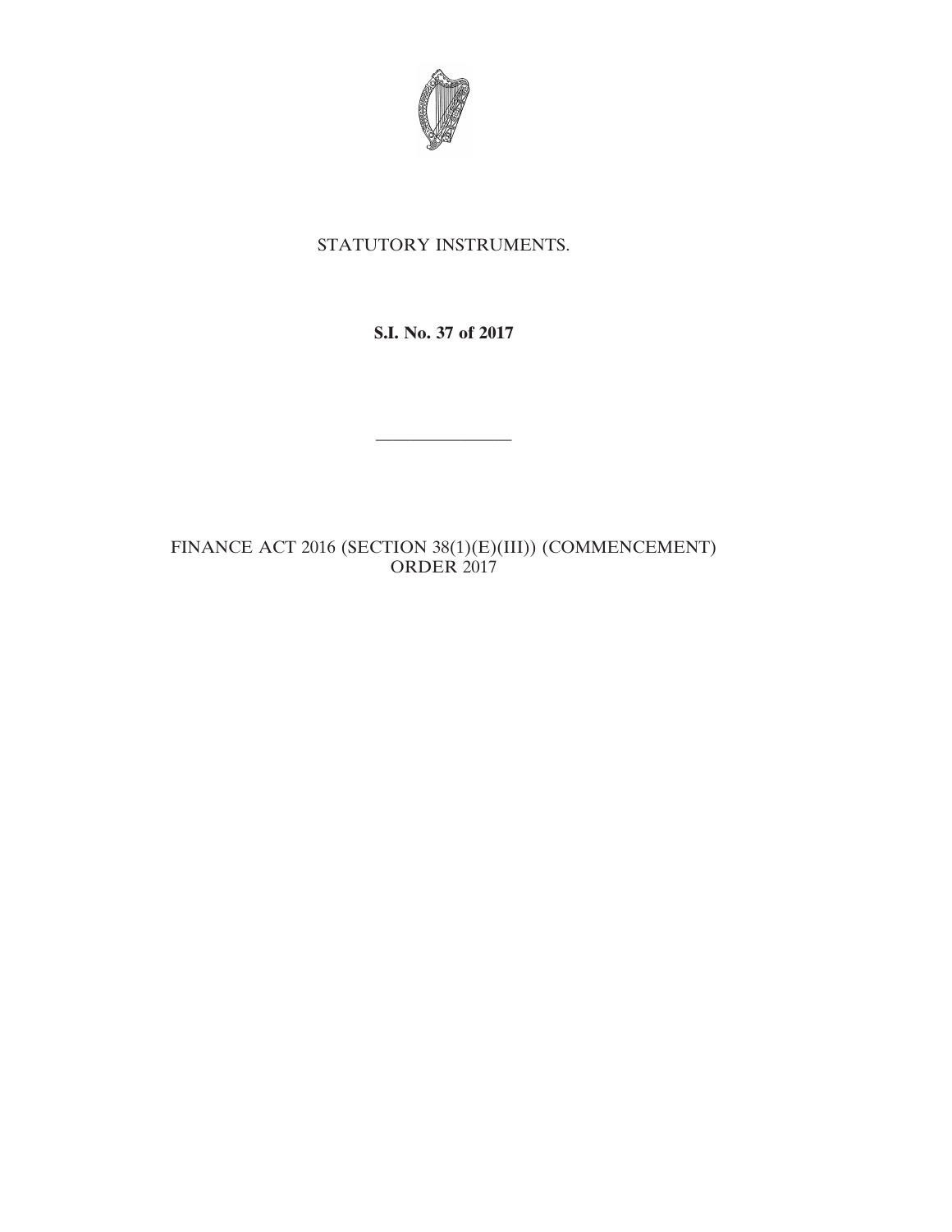STATUTORY INSTRUMENTS.

**S.I. No. 37 of 2017**

---

FINANCE ACT 2016 (SECTION 38(1)(E)(III)) (COMMENCEMENT) ORDER 2017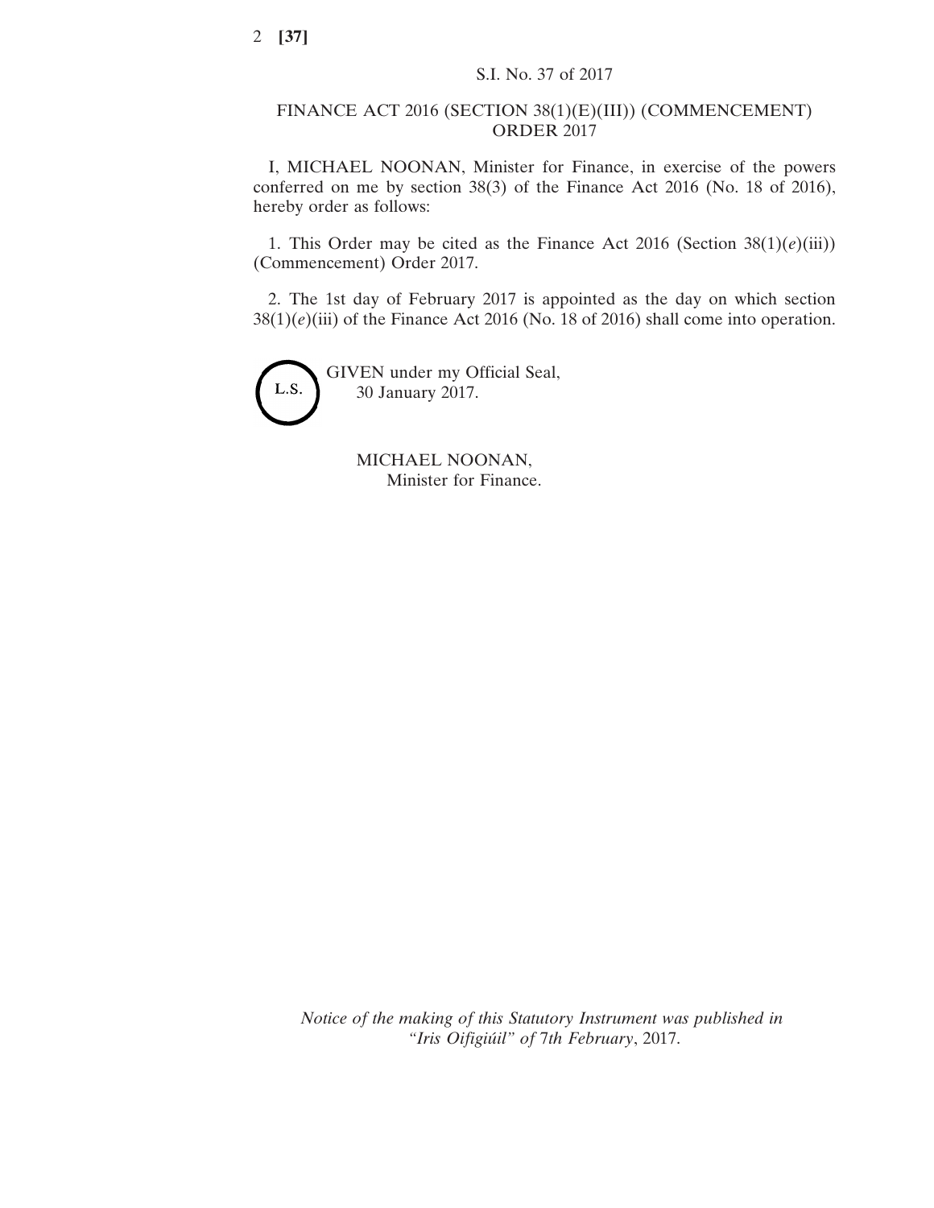S.I. No. 37 of 2017

# FINANCE ACT 2016 (SECTION 38(1)(E)(III)) (COMMENCEMENT) ORDER 2017

I, MICHAEL NOONAN, Minister for Finance, in exercise of the powers conferred on me by section 38(3) of the Finance Act 2016 (No. 18 of 2016), hereby order as follows:

1. This Order may be cited as the Finance Act 2016 (Section 38(1)(*e*)(iii)) (Commencement) Order 2017.

2. The 1st day of February 2017 is appointed as the day on which section 38(1)(*e*)(iii) of the Finance Act 2016 (No. 18 of 2016) shall come into operation.

L.S.

GIVEN under my Official Seal,
30 January 2017.

MICHAEL NOONAN,
Minister for Finance.

*Notice of the making of this Statutory Instrument was published in "Iris Oifigiúil" of 7th February, 2017.*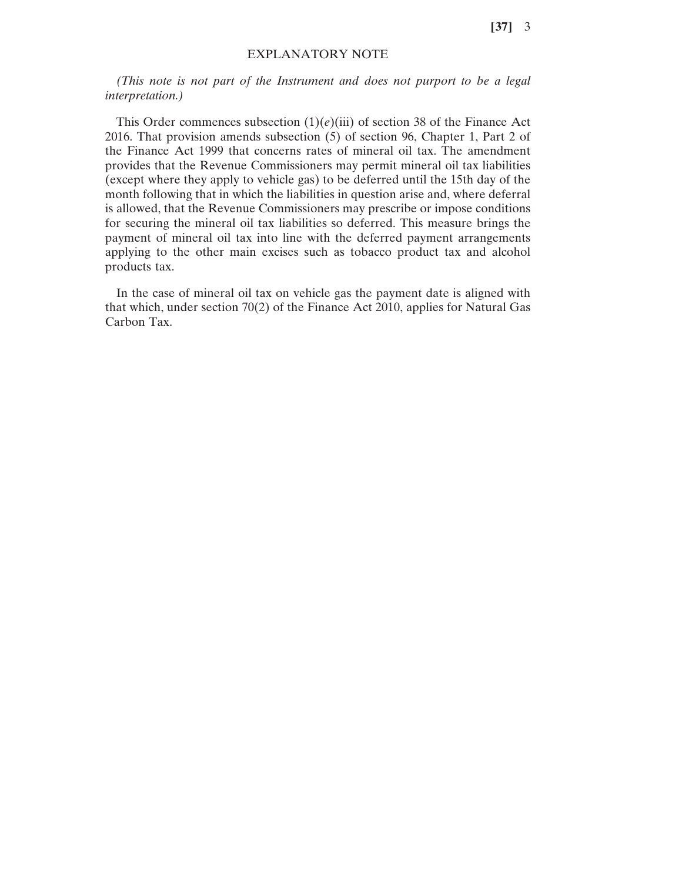EXPLANATORY NOTE

*(This note is not part of the Instrument and does not purport to be a legal interpretation.)*

This Order commences subsection (1)(*e*)(iii) of section 38 of the Finance Act 2016. That provision amends subsection (5) of section 96, Chapter 1, Part 2 of the Finance Act 1999 that concerns rates of mineral oil tax. The amendment provides that the Revenue Commissioners may permit mineral oil tax liabilities (except where they apply to vehicle gas) to be deferred until the 15th day of the month following that in which the liabilities in question arise and, where deferral is allowed, that the Revenue Commissioners may prescribe or impose conditions for securing the mineral oil tax liabilities so deferred. This measure brings the payment of mineral oil tax into line with the deferred payment arrangements applying to the other main excises such as tobacco product tax and alcohol products tax.

In the case of mineral oil tax on vehicle gas the payment date is aligned with that which, under section 70(2) of the Finance Act 2010, applies for Natural Gas Carbon Tax.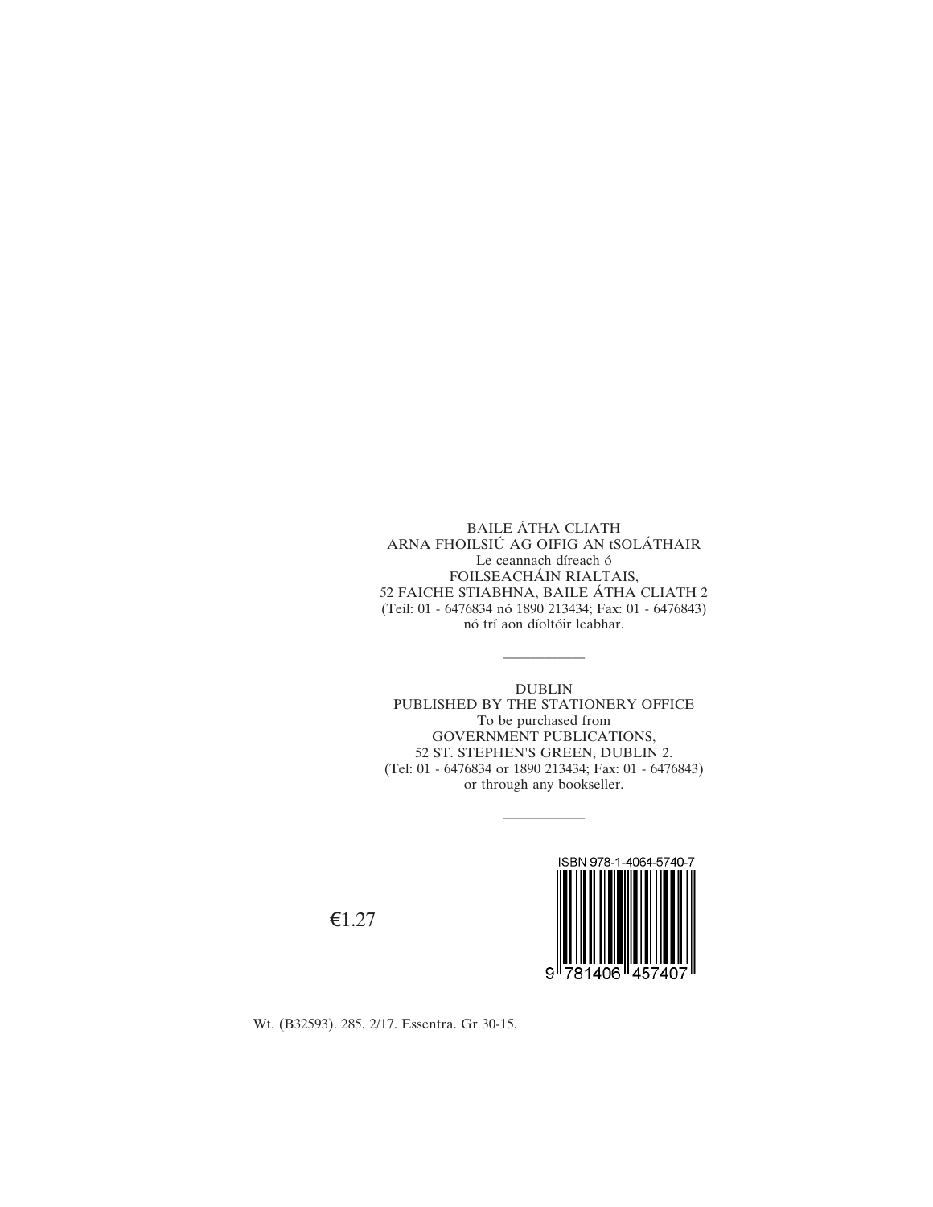BAILE ÁTHA CLIATH
ARNA FHOILSIÚ AG OIFIG AN tSOLÁTHAIR
Le ceannach díreach ó
FOILSEACHÁIN RIALTAIS,
52 FAICHE STIABHNA, BAILE ÁTHA CLIATH 2
(Teil: 01 - 6476834 nó 1890 213434; Fax: 01 - 6476843)
nó trí aon díoltóir leabhar.

---

DUBLIN
PUBLISHED BY THE STATIONERY OFFICE
To be purchased from
GOVERNMENT PUBLICATIONS,
52 ST. STEPHEN'S GREEN, DUBLIN 2.
(Tel: 01 - 6476834 or 1890 213434; Fax: 01 - 6476843)
or through any bookseller.

---

ISBN 978-1-4064-5740-7

9 781406 457407

€1.27

Wt. (B32593). 285. 2/17. Essentra. Gr 30-15.